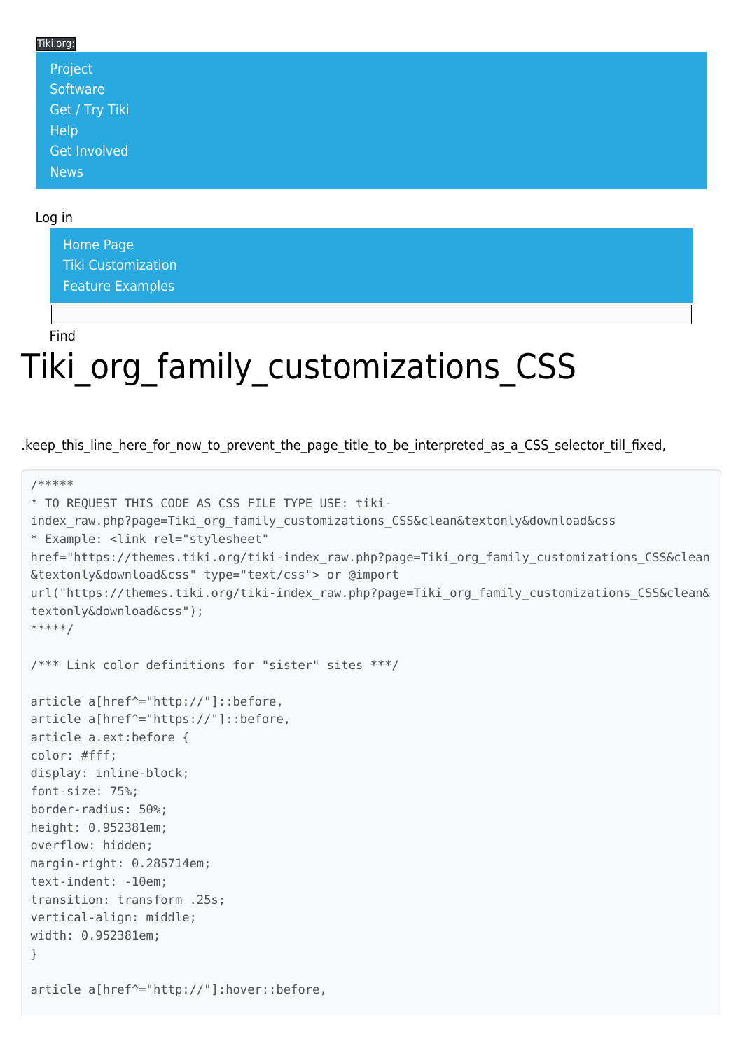Tiki.org:

- Project
- Software
- Get / Try Tiki
- Help
- Get Involved
- News

Log in

- Home Page
- Tiki Customization
- Feature Examples

Find

# Tiki_org_family_customizations_CSS

.keep_this_line_here_for_now_to_prevent_the_page_title_to_be_interpreted_as_a_CSS_selector_till_fixed,

```
/*****
* TO REQUEST THIS CODE AS CSS FILE TYPE USE: tiki-index_raw.php?page=Tiki_org_family_customizations_CSS&clean&textonly&download&css
* Example: <link rel="stylesheet" href="https://themes.tiki.org/tiki-index_raw.php?page=Tiki_org_family_customizations_CSS&clean&textonly&download&css" type="text/css"> or @import url("https://themes.tiki.org/tiki-index_raw.php?page=Tiki_org_family_customizations_CSS&clean&textonly&download&css");
*****/

/*** Link color definitions for "sister" sites ***/

article a[href^="http://"]::before,
article a[href^="https://"]::before,
article a.ext:before {
color: #fff;
display: inline-block;
font-size: 75%;
border-radius: 50%;
height: 0.952381em;
overflow: hidden;
margin-right: 0.285714em;
text-indent: -10em;
transition: transform .25s;
vertical-align: middle;
width: 0.952381em;
}

article a[href^="http://"]:hover::before,
```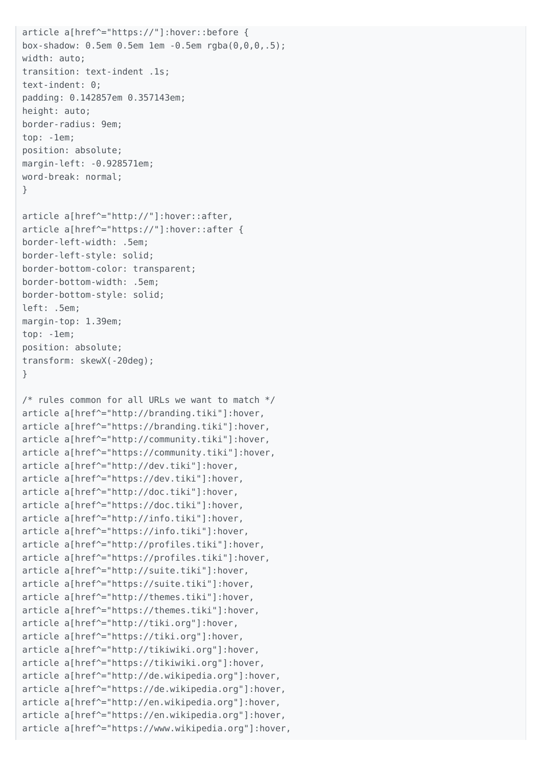```
article a[href^="https://"]:hover::before {
box-shadow: 0.5em 0.5em 1em -0.5em rgba(0,0,0,.5);
width: auto;
transition: text-indent .1s;
text-indent: 0;
padding: 0.142857em 0.357143em;
height: auto;
border-radius: 9em;
top: -1em;
position: absolute;
margin-left: -0.928571em;
word-break: normal;
}

article a[href^="http://"]:hover::after,
article a[href^="https://"]:hover::after {
border-left-width: .5em;
border-left-style: solid;
border-bottom-color: transparent;
border-bottom-width: .5em;
border-bottom-style: solid;
left: .5em;
margin-top: 1.39em;
top: -1em;
position: absolute;
transform: skewX(-20deg);
}

/* rules common for all URLs we want to match */
article a[href^="http://branding.tiki"]:hover,
article a[href^="https://branding.tiki"]:hover,
article a[href^="http://community.tiki"]:hover,
article a[href^="https://community.tiki"]:hover,
article a[href^="http://dev.tiki"]:hover,
article a[href^="https://dev.tiki"]:hover,
article a[href^="http://doc.tiki"]:hover,
article a[href^="https://doc.tiki"]:hover,
article a[href^="http://info.tiki"]:hover,
article a[href^="https://info.tiki"]:hover,
article a[href^="http://profiles.tiki"]:hover,
article a[href^="https://profiles.tiki"]:hover,
article a[href^="http://suite.tiki"]:hover,
article a[href^="https://suite.tiki"]:hover,
article a[href^="http://themes.tiki"]:hover,
article a[href^="https://themes.tiki"]:hover,
article a[href^="http://tiki.org"]:hover,
article a[href^="https://tiki.org"]:hover,
article a[href^="http://tikiwiki.org"]:hover,
article a[href^="https://tikiwiki.org"]:hover,
article a[href^="http://de.wikipedia.org"]:hover,
article a[href^="https://de.wikipedia.org"]:hover,
article a[href^="http://en.wikipedia.org"]:hover,
article a[href^="https://en.wikipedia.org"]:hover,
article a[href^="https://www.wikipedia.org"]:hover,
```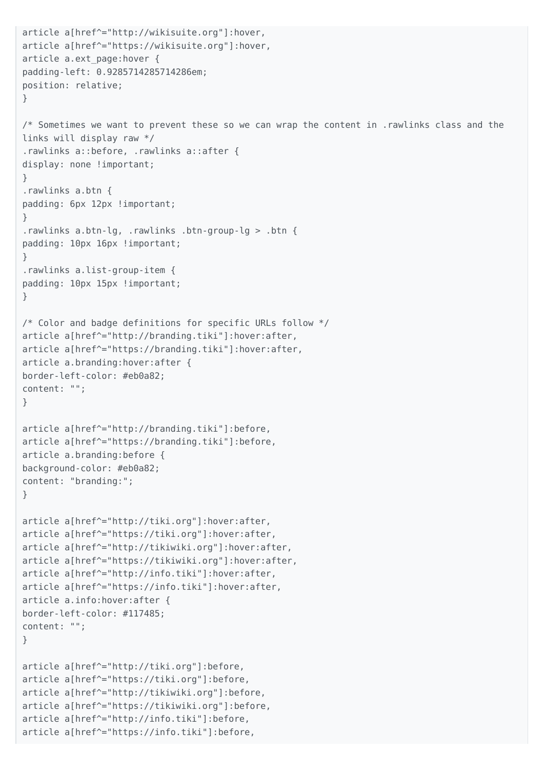```
article a[href^="http://wikisuite.org"]:hover,
article a[href^="https://wikisuite.org"]:hover,
article a.ext_page:hover {
padding-left: 0.9285714285714286em;
position: relative;
}

/* Sometimes we want to prevent these so we can wrap the content in .rawlinks class and the links will display raw */
.rawlinks a::before, .rawlinks a::after {
display: none !important;
}
.rawlinks a.btn {
padding: 6px 12px !important;
}
.rawlinks a.btn-lg, .rawlinks .btn-group-lg > .btn {
padding: 10px 16px !important;
}
.rawlinks a.list-group-item {
padding: 10px 15px !important;
}

/* Color and badge definitions for specific URLs follow */
article a[href^="http://branding.tiki"]:hover:after,
article a[href^="https://branding.tiki"]:hover:after,
article a.branding:hover:after {
border-left-color: #eb0a82;
content: "";
}

article a[href^="http://branding.tiki"]:before,
article a[href^="https://branding.tiki"]:before,
article a.branding:before {
background-color: #eb0a82;
content: "branding:";
}

article a[href^="http://tiki.org"]:hover:after,
article a[href^="https://tiki.org"]:hover:after,
article a[href^="http://tikiwiki.org"]:hover:after,
article a[href^="https://tikiwiki.org"]:hover:after,
article a[href^="http://info.tiki"]:hover:after,
article a[href^="https://info.tiki"]:hover:after,
article a.info:hover:after {
border-left-color: #117485;
content: "";
}

article a[href^="http://tiki.org"]:before,
article a[href^="https://tiki.org"]:before,
article a[href^="http://tikiwiki.org"]:before,
article a[href^="https://tikiwiki.org"]:before,
article a[href^="http://info.tiki"]:before,
article a[href^="https://info.tiki"]:before,
```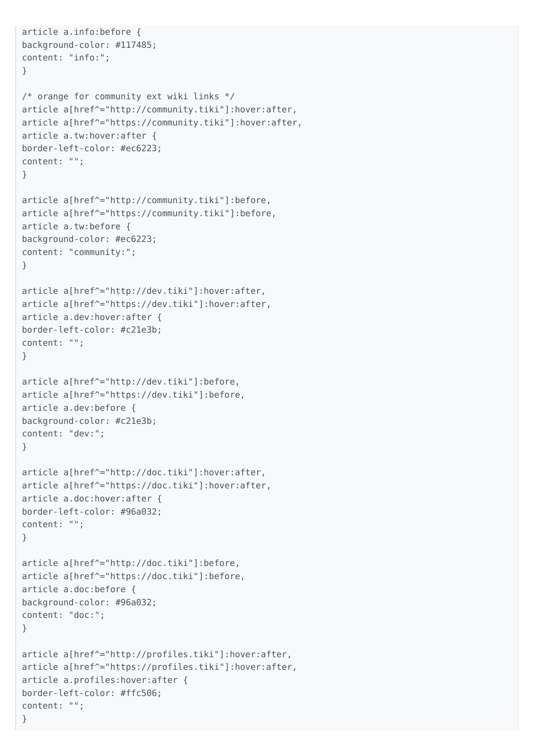```
article a.info:before {
background-color: #117485;
content: "info:";
}

/* orange for community ext wiki links */
article a[href^="http://community.tiki"]:hover:after,
article a[href^="https://community.tiki"]:hover:after,
article a.tw:hover:after {
border-left-color: #ec6223;
content: "";
}

article a[href^="http://community.tiki"]:before,
article a[href^="https://community.tiki"]:before,
article a.tw:before {
background-color: #ec6223;
content: "community:";
}

article a[href^="http://dev.tiki"]:hover:after,
article a[href^="https://dev.tiki"]:hover:after,
article a.dev:hover:after {
border-left-color: #c21e3b;
content: "";
}

article a[href^="http://dev.tiki"]:before,
article a[href^="https://dev.tiki"]:before,
article a.dev:before {
background-color: #c21e3b;
content: "dev:";
}

article a[href^="http://doc.tiki"]:hover:after,
article a[href^="https://doc.tiki"]:hover:after,
article a.doc:hover:after {
border-left-color: #96a032;
content: "";
}

article a[href^="http://doc.tiki"]:before,
article a[href^="https://doc.tiki"]:before,
article a.doc:before {
background-color: #96a032;
content: "doc:";
}

article a[href^="http://profiles.tiki"]:hover:after,
article a[href^="https://profiles.tiki"]:hover:after,
article a.profiles:hover:after {
border-left-color: #ffc506;
content: "";
}
```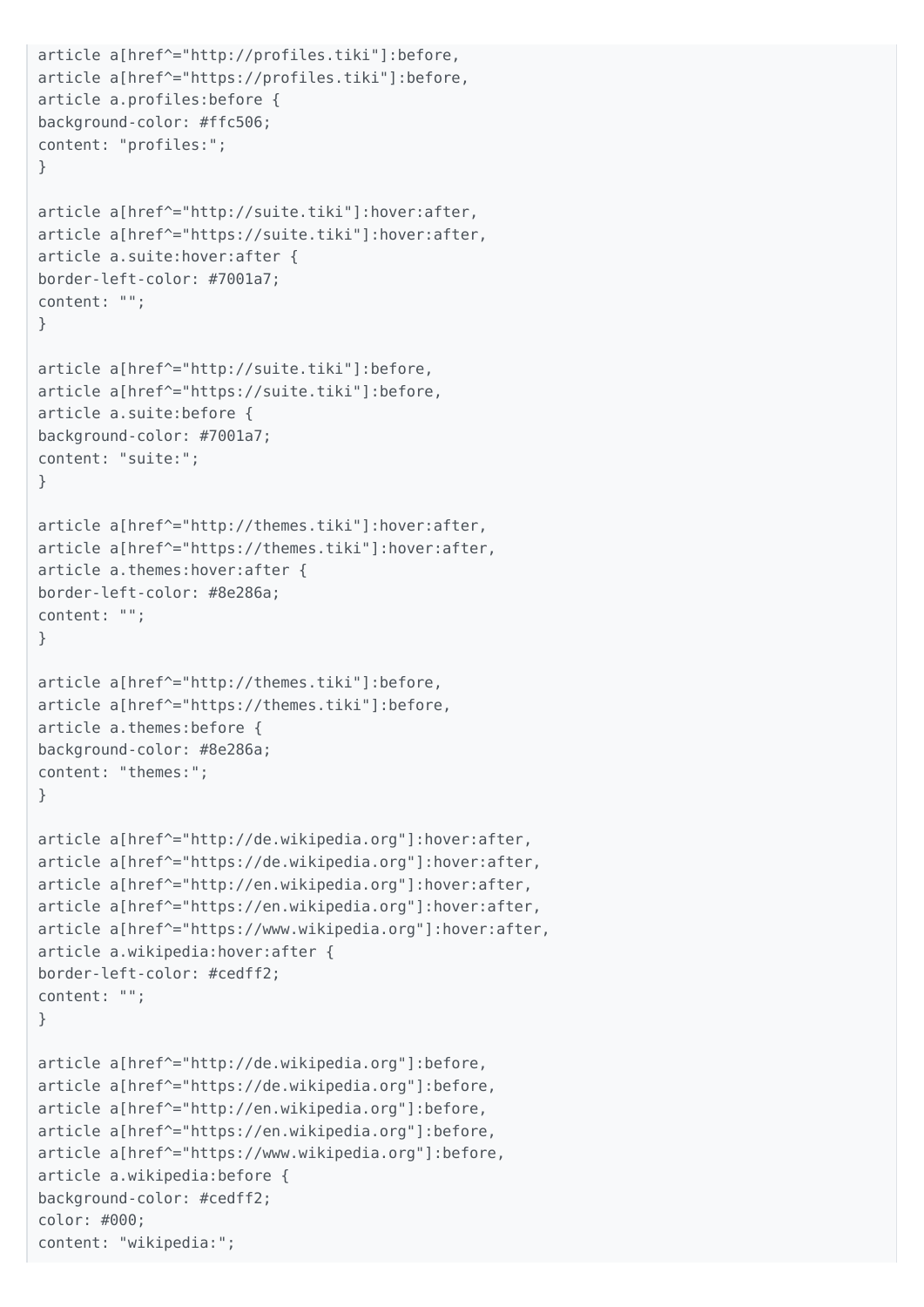```
article a[href^="http://profiles.tiki"]:before,
article a[href^="https://profiles.tiki"]:before,
article a.profiles:before {
background-color: #ffc506;
content: "profiles:";
}

article a[href^="http://suite.tiki"]:hover:after,
article a[href^="https://suite.tiki"]:hover:after,
article a.suite:hover:after {
border-left-color: #7001a7;
content: "";
}

article a[href^="http://suite.tiki"]:before,
article a[href^="https://suite.tiki"]:before,
article a.suite:before {
background-color: #7001a7;
content: "suite:";
}

article a[href^="http://themes.tiki"]:hover:after,
article a[href^="https://themes.tiki"]:hover:after,
article a.themes:hover:after {
border-left-color: #8e286a;
content: "";
}

article a[href^="http://themes.tiki"]:before,
article a[href^="https://themes.tiki"]:before,
article a.themes:before {
background-color: #8e286a;
content: "themes:";
}

article a[href^="http://de.wikipedia.org"]:hover:after,
article a[href^="https://de.wikipedia.org"]:hover:after,
article a[href^="http://en.wikipedia.org"]:hover:after,
article a[href^="https://en.wikipedia.org"]:hover:after,
article a[href^="https://www.wikipedia.org"]:hover:after,
article a.wikipedia:hover:after {
border-left-color: #cedff2;
content: "";
}

article a[href^="http://de.wikipedia.org"]:before,
article a[href^="https://de.wikipedia.org"]:before,
article a[href^="http://en.wikipedia.org"]:before,
article a[href^="https://en.wikipedia.org"]:before,
article a[href^="https://www.wikipedia.org"]:before,
article a.wikipedia:before {
background-color: #cedff2;
color: #000;
content: "wikipedia:";
```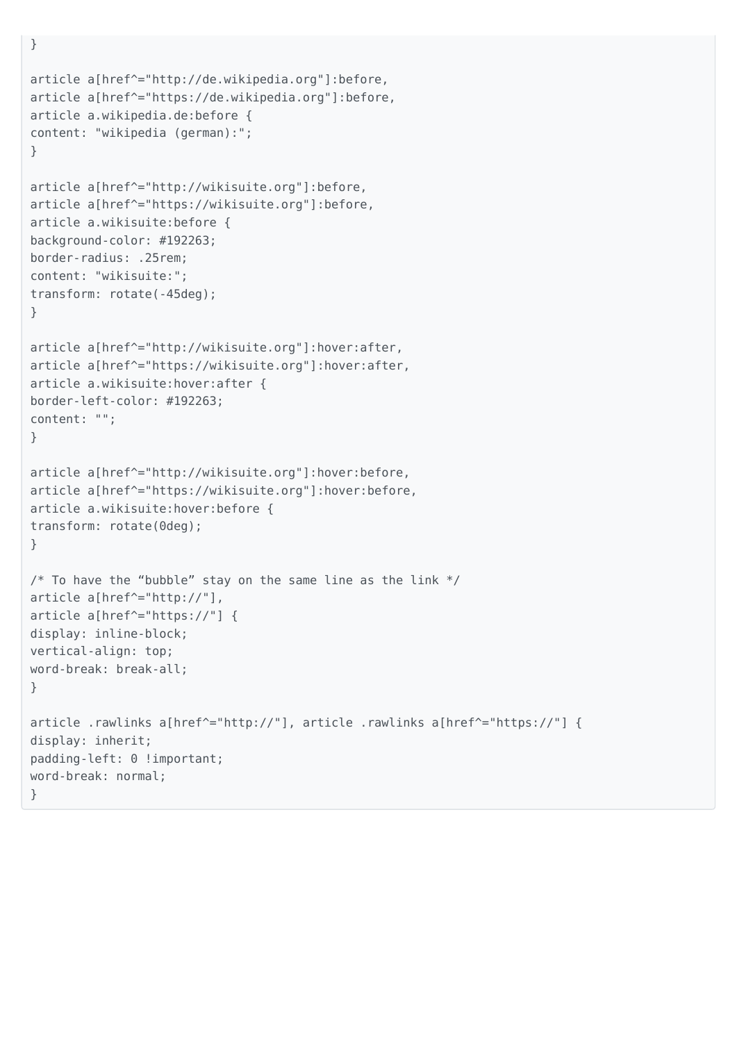```
}

article a[href^="http://de.wikipedia.org"]:before,
article a[href^="https://de.wikipedia.org"]:before,
article a.wikipedia.de:before {
content: "wikipedia (german):";
}

article a[href^="http://wikisuite.org"]:before,
article a[href^="https://wikisuite.org"]:before,
article a.wikisuite:before {
background-color: #192263;
border-radius: .25rem;
content: "wikisuite:";
transform: rotate(-45deg);
}

article a[href^="http://wikisuite.org"]:hover:after,
article a[href^="https://wikisuite.org"]:hover:after,
article a.wikisuite:hover:after {
border-left-color: #192263;
content: "";
}

article a[href^="http://wikisuite.org"]:hover:before,
article a[href^="https://wikisuite.org"]:hover:before,
article a.wikisuite:hover:before {
transform: rotate(0deg);
}

/* To have the “bubble” stay on the same line as the link */
article a[href^="http://"],
article a[href^="https://"] {
display: inline-block;
vertical-align: top;
word-break: break-all;
}

article .rawlinks a[href^="http://"], article .rawlinks a[href^="https://"] {
display: inherit;
padding-left: 0 !important;
word-break: normal;
}
```